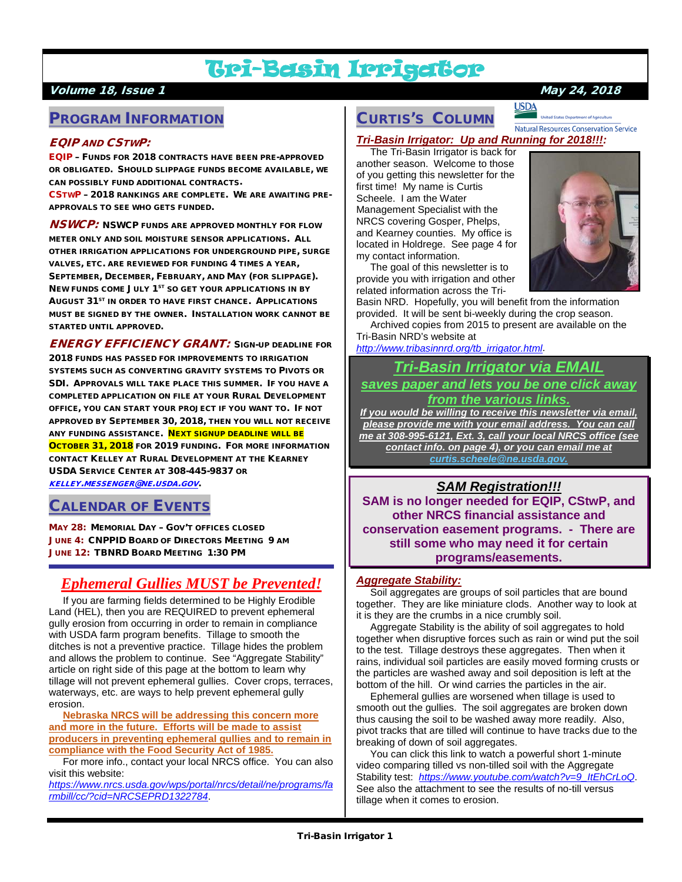# Tri-Basin Irrigator

**Volume 18, Issue 1** **May 24, 2018**

## Program Information

### EQIP and CStwP:

**EQIP** – Funds for 2018 contracts have been pre-approved or obligated. Should slippage funds become available, we can possibly fund additional contracts.

**CStwP** – 2018 rankings are complete. We are awaiting pre-approvals to see who gets funded.

**NSWCP:** NSWCP funds are approved monthly for flow meter only and soil moisture sensor applications. All other irrigation applications for underground pipe, surge valves, etc. are reviewed for funding 4 times a year, September, December, February, and May (for slippage). New funds come July 1st so get your applications in by August 31st in order to have first chance. Applications must be signed by the owner. Installation work cannot be started until approved.

**Energy Efficiency Grant:** Sign-up deadline for 2018 funds has passed for improvements to irrigation systems such as converting gravity systems to pivots or SDI. Approvals will take place this summer. If you have a completed application on file at your Rural Development office, you can start your project if you want to. If not approved by September 30, 2018, then you will not receive any funding assistance. **Next signup deadline will be October 31, 2018** for 2019 funding. For more information contact Kelley at Rural Development at the Kearney USDA Service Center at 308-445-9837 or *kelley.messenger@ne.usda.gov*.

## Calendar of Events

- **May 28:** Memorial Day – Gov't offices closed
- **June 4:** CNPPID Board of Directors Meeting 9 AM
- **June 12:** TBNRD Board Meeting 1:30 PM

## *Ephemeral Gullies MUST be Prevented!*

If you are farming fields determined to be Highly Erodible Land (HEL), then you are REQUIRED to prevent ephemeral gully erosion from occurring in order to remain in compliance with USDA farm program benefits. Tillage to smooth the ditches is not a preventive practice. Tillage hides the problem and allows the problem to continue. See "Aggregate Stability" article on right side of this page at the bottom to learn why tillage will not prevent ephemeral gullies. Cover crops, terraces, waterways, etc. are ways to help prevent ephemeral gully erosion.

**Nebraska NRCS will be addressing this concern more and more in the future. Efforts will be made to assist producers in preventing ephemeral gullies and to remain in compliance with the Food Security Act of 1985.**

For more info., contact your local NRCS office. You can also visit this website: *https://www.nrcs.usda.gov/wps/portal/nrcs/detail/ne/programs/farmbill/cc/?cid=NRCSEPRD1322784*.

## Curtis's Column

USDA United States Department of Agriculture — Natural Resources Conservation Service

### *Tri-Basin Irrigator: Up and Running for 2018!!!:*

The Tri-Basin Irrigator is back for another season. Welcome to those of you getting this newsletter for the first time! My name is Curtis Scheele. I am the Water Management Specialist with the NRCS covering Gosper, Phelps, and Kearney counties. My office is located in Holdrege. See page 4 for my contact information.

The goal of this newsletter is to provide you with irrigation and other related information across the Tri-Basin NRD. Hopefully, you will benefit from the information provided. It will be sent bi-weekly during the crop season.

Archived copies from 2015 to present are available on the Tri-Basin NRD's website at *http://www.tribasinnrd.org/tb_irrigator.html*.

### *Tri-Basin Irrigator via EMAIL saves paper and lets you be one click away from the various links.*

***If you would be willing to receive this newsletter via email, please provide me with your email address. You can call me at 308-995-6121, Ext. 3, call your local NRCS office (see contact info. on page 4), or you can email me at curtis.scheele@ne.usda.gov.***

### *SAM Registration!!!*

**SAM is no longer needed for EQIP, CStwP, and other NRCS financial assistance and conservation easement programs. - There are still some who may need it for certain programs/easements.**

### *Aggregate Stability:*

Soil aggregates are groups of soil particles that are bound together. They are like miniature clods. Another way to look at it is they are the crumbs in a nice crumbly soil.

Aggregate Stability is the ability of soil aggregates to hold together when disruptive forces such as rain or wind put the soil to the test. Tillage destroys these aggregates. Then when it rains, individual soil particles are easily moved forming crusts or the particles are washed away and soil deposition is left at the bottom of the hill. Or wind carries the particles in the air.

Ephemeral gullies are worsened when tillage is used to smooth out the gullies. The soil aggregates are broken down thus causing the soil to be washed away more readily. Also, pivot tracks that are tilled will continue to have tracks due to the breaking of down of soil aggregates.

You can click this link to watch a powerful short 1-minute video comparing tilled vs non-tilled soil with the Aggregate Stability test: *https://www.youtube.com/watch?v=9_ItEhCrLoQ*. See also the attachment to see the results of no-till versus tillage when it comes to erosion.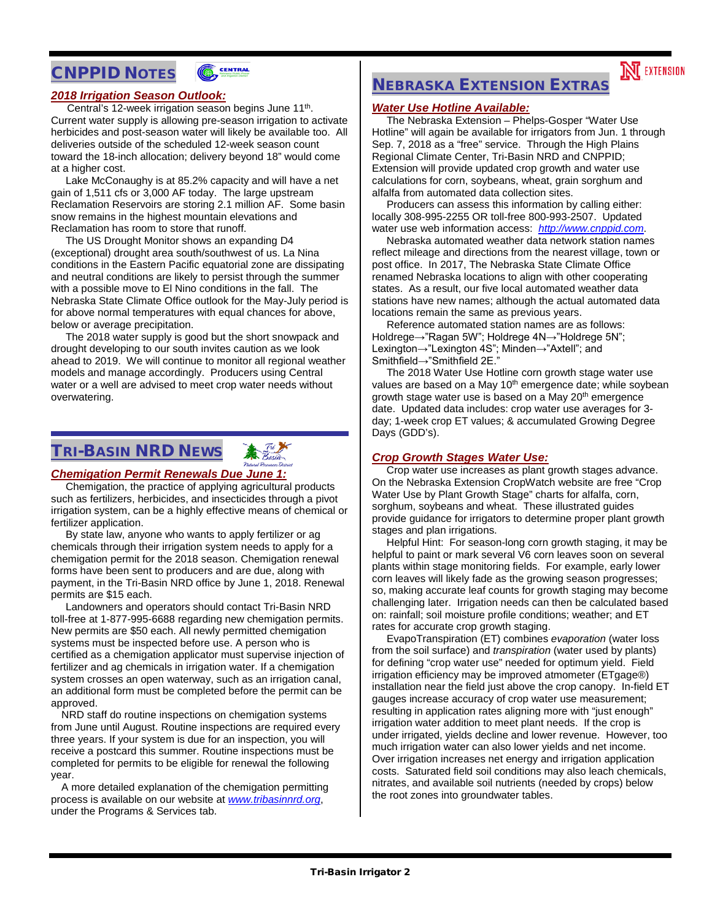## CNPPID Notes

### *2018 Irrigation Season Outlook:*

Central's 12-week irrigation season begins June 11th. Current water supply is allowing pre-season irrigation to activate herbicides and post-season water will likely be available too. All deliveries outside of the scheduled 12-week season count toward the 18-inch allocation; delivery beyond 18" would come at a higher cost.

Lake McConaughy is at 85.2% capacity and will have a net gain of 1,511 cfs or 3,000 AF today. The large upstream Reclamation Reservoirs are storing 2.1 million AF. Some basin snow remains in the highest mountain elevations and Reclamation has room to store that runoff.

The US Drought Monitor shows an expanding D4 (exceptional) drought area south/southwest of us. La Nina conditions in the Eastern Pacific equatorial zone are dissipating and neutral conditions are likely to persist through the summer with a possible move to El Nino conditions in the fall. The Nebraska State Climate Office outlook for the May-July period is for above normal temperatures with equal chances for above, below or average precipitation.

The 2018 water supply is good but the short snowpack and drought developing to our south invites caution as we look ahead to 2019. We will continue to monitor all regional weather models and manage accordingly. Producers using Central water or a well are advised to meet crop water needs without overwatering.

## Tri-Basin NRD News

### *Chemigation Permit Renewals Due June 1:*

Chemigation, the practice of applying agricultural products such as fertilizers, herbicides, and insecticides through a pivot irrigation system, can be a highly effective means of chemical or fertilizer application.

By state law, anyone who wants to apply fertilizer or ag chemicals through their irrigation system needs to apply for a chemigation permit for the 2018 season. Chemigation renewal forms have been sent to producers and are due, along with payment, in the Tri-Basin NRD office by June 1, 2018. Renewal permits are $15 each.

Landowners and operators should contact Tri-Basin NRD toll-free at 1-877-995-6688 regarding new chemigation permits. New permits are $50 each. All newly permitted chemigation systems must be inspected before use. A person who is certified as a chemigation applicator must supervise injection of fertilizer and ag chemicals in irrigation water. If a chemigation system crosses an open waterway, such as an irrigation canal, an additional form must be completed before the permit can be approved.

NRD staff do routine inspections on chemigation systems from June until August. Routine inspections are required every three years. If your system is due for an inspection, you will receive a postcard this summer. Routine inspections must be completed for permits to be eligible for renewal the following year.

A more detailed explanation of the chemigation permitting process is available on our website at *www.tribasinnrd.org*, under the Programs & Services tab.

## Nebraska Extension Extras

### *Water Use Hotline Available:*

The Nebraska Extension – Phelps-Gosper "Water Use Hotline" will again be available for irrigators from Jun. 1 through Sep. 7, 2018 as a "free" service. Through the High Plains Regional Climate Center, Tri-Basin NRD and CNPPID; Extension will provide updated crop growth and water use calculations for corn, soybeans, wheat, grain sorghum and alfalfa from automated data collection sites.

Producers can assess this information by calling either: locally 308-995-2255 OR toll-free 800-993-2507. Updated water use web information access: *http://www.cnppid.com*.

Nebraska automated weather data network station names reflect mileage and directions from the nearest village, town or post office. In 2017, The Nebraska State Climate Office renamed Nebraska locations to align with other cooperating states. As a result, our five local automated weather data stations have new names; although the actual automated data locations remain the same as previous years.

Reference automated station names are as follows: Holdrege→"Ragan 5W"; Holdrege 4N→"Holdrege 5N"; Lexington→"Lexington 4S"; Minden→"Axtell"; and Smithfield→"Smithfield 2E."

The 2018 Water Use Hotline corn growth stage water use values are based on a May 10th emergence date; while soybean growth stage water use is based on a May 20th emergence date. Updated data includes: crop water use averages for 3-day; 1-week crop ET values; & accumulated Growing Degree Days (GDD's).

### *Crop Growth Stages Water Use:*

Crop water use increases as plant growth stages advance. On the Nebraska Extension CropWatch website are free "Crop Water Use by Plant Growth Stage" charts for alfalfa, corn, sorghum, soybeans and wheat. These illustrated guides provide guidance for irrigators to determine proper plant growth stages and plan irrigations.

Helpful Hint: For season-long corn growth staging, it may be helpful to paint or mark several V6 corn leaves soon on several plants within stage monitoring fields. For example, early lower corn leaves will likely fade as the growing season progresses; so, making accurate leaf counts for growth staging may become challenging later. Irrigation needs can then be calculated based on: rainfall; soil moisture profile conditions; weather; and ET rates for accurate crop growth staging.

EvapoTranspiration (ET) combines *evaporation* (water loss from the soil surface) and *transpiration* (water used by plants) for defining "crop water use" needed for optimum yield. Field irrigation efficiency may be improved atmometer (ETgage®) installation near the field just above the crop canopy. In-field ET gauges increase accuracy of crop water use measurement; resulting in application rates aligning more with "just enough" irrigation water addition to meet plant needs. If the crop is under irrigated, yields decline and lower revenue. However, too much irrigation water can also lower yields and net income. Over irrigation increases net energy and irrigation application costs. Saturated field soil conditions may also leach chemicals, nitrates, and available soil nutrients (needed by crops) below the root zones into groundwater tables.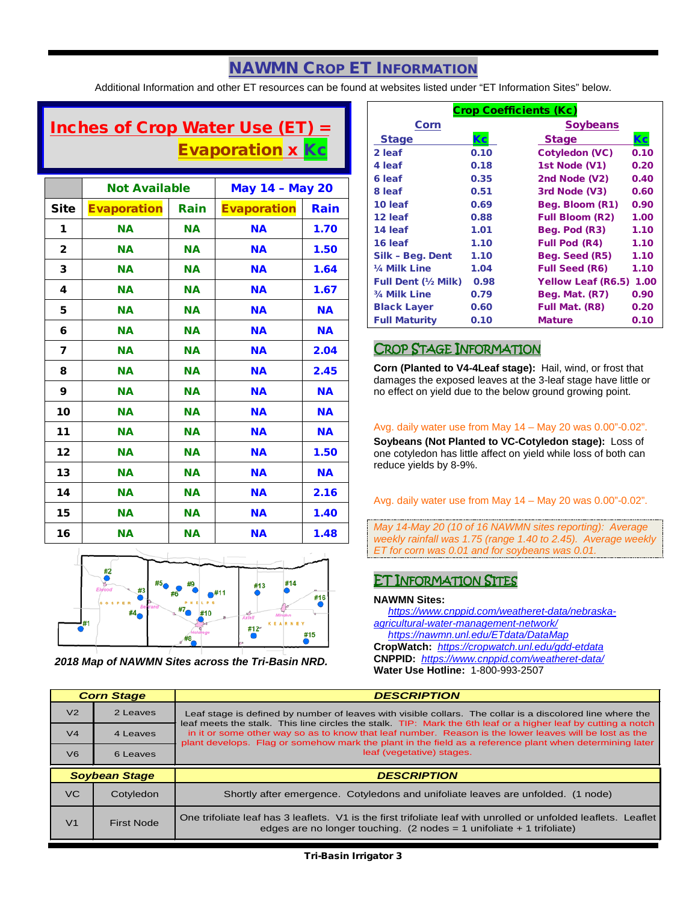# NAWMN Crop ET Information

Additional Information and other ET resources can be found at websites listed under "ET Information Sites" below.

## Inches of Crop Water Use (ET) = Evaporation x Kc

| | Not Available | | May 14 – May 20 | |
|---|---|---|---|---|
| **Site** | **Evaporation** | **Rain** | **Evaporation** | **Rain** |
| 1 | NA | NA | NA | 1.70 |
| 2 | NA | NA | NA | 1.50 |
| 3 | NA | NA | NA | 1.64 |
| 4 | NA | NA | NA | 1.67 |
| 5 | NA | NA | NA | NA |
| 6 | NA | NA | NA | NA |
| 7 | NA | NA | NA | 2.04 |
| 8 | NA | NA | NA | 2.45 |
| 9 | NA | NA | NA | NA |
| 10 | NA | NA | NA | NA |
| 11 | NA | NA | NA | NA |
| 12 | NA | NA | NA | 1.50 |
| 13 | NA | NA | NA | NA |
| 14 | NA | NA | NA | 2.16 |
| 15 | NA | NA | NA | 1.40 |
| 16 | NA | NA | NA | 1.48 |

*2018 Map of NAWMN Sites across the Tri-Basin NRD.*

## Crop Coefficients (Kc)

| Corn Stage | Kc | Soybeans Stage | Kc |
|---|---|---|---|
| 2 leaf | 0.10 | Cotyledon (VC) | 0.10 |
| 4 leaf | 0.18 | 1st Node (V1) | 0.20 |
| 6 leaf | 0.35 | 2nd Node (V2) | 0.40 |
| 8 leaf | 0.51 | 3rd Node (V3) | 0.60 |
| 10 leaf | 0.69 | Beg. Bloom (R1) | 0.90 |
| 12 leaf | 0.88 | Full Bloom (R2) | 1.00 |
| 14 leaf | 1.01 | Beg. Pod (R3) | 1.10 |
| 16 leaf | 1.10 | Full Pod (R4) | 1.10 |
| Silk – Beg. Dent | 1.10 | Beg. Seed (R5) | 1.10 |
| ¼ Milk Line | 1.04 | Full Seed (R6) | 1.10 |
| Full Dent (½ Milk) | 0.98 | Yellow Leaf (R6.5) | 1.00 |
| ¾ Milk Line | 0.79 | Beg. Mat. (R7) | 0.90 |
| Black Layer | 0.60 | Full Mat. (R8) | 0.20 |
| Full Maturity | 0.10 | Mature | 0.10 |

## Crop Stage Information

**Corn (Planted to V4-4Leaf stage):** Hail, wind, or frost that damages the exposed leaves at the 3-leaf stage have little or no effect on yield due to the below ground growing point.

Avg. daily water use from May 14 – May 20 was 0.00"-0.02".

**Soybeans (Not Planted to VC-Cotyledon stage):** Loss of one cotyledon has little affect on yield while loss of both can reduce yields by 8-9%.

Avg. daily water use from May 14 – May 20 was 0.00"-0.02".

*May 14-May 20 (10 of 16 NAWMN sites reporting): Average weekly rainfall was 1.75 (range 1.40 to 2.45). Average weekly ET for corn was 0.01 and for soybeans was 0.01.*

## ET Information Sites

**NAWMN Sites:**
https://www.cnppid.com/weatheret-data/nebraska-agricultural-water-management-network/
https://nawmn.unl.edu/ETdata/DataMap
**CropWatch:** https://cropwatch.unl.edu/gdd-etdata
**CNPPID:** https://www.cnppid.com/weatheret-data/
**Water Use Hotline:** 1-800-993-2507

| Corn Stage | | DESCRIPTION |
|---|---|---|
| V2 | 2 Leaves | Leaf stage is defined by number of leaves with visible collars. The collar is a discolored line where the leaf meets the stalk. This line circles the stalk. TIP: Mark the 6th leaf or a higher leaf by cutting a notch in it or some other way so as to know that leaf number. Reason is the lower leaves will be lost as the plant develops. Flag or somehow mark the plant in the field as a reference plant when determining later leaf (vegetative) stages. |
| V4 | 4 Leaves | |
| V6 | 6 Leaves | |

| Soybean Stage | | DESCRIPTION |
|---|---|---|
| VC | Cotyledon | Shortly after emergence. Cotyledons and unifoliate leaves are unfolded. (1 node) |
| V1 | First Node | One trifoliate leaf has 3 leaflets. V1 is the first trifoliate leaf with unrolled or unfolded leaflets. Leaflet edges are no longer touching. (2 nodes = 1 unifoliate + 1 trifoliate) |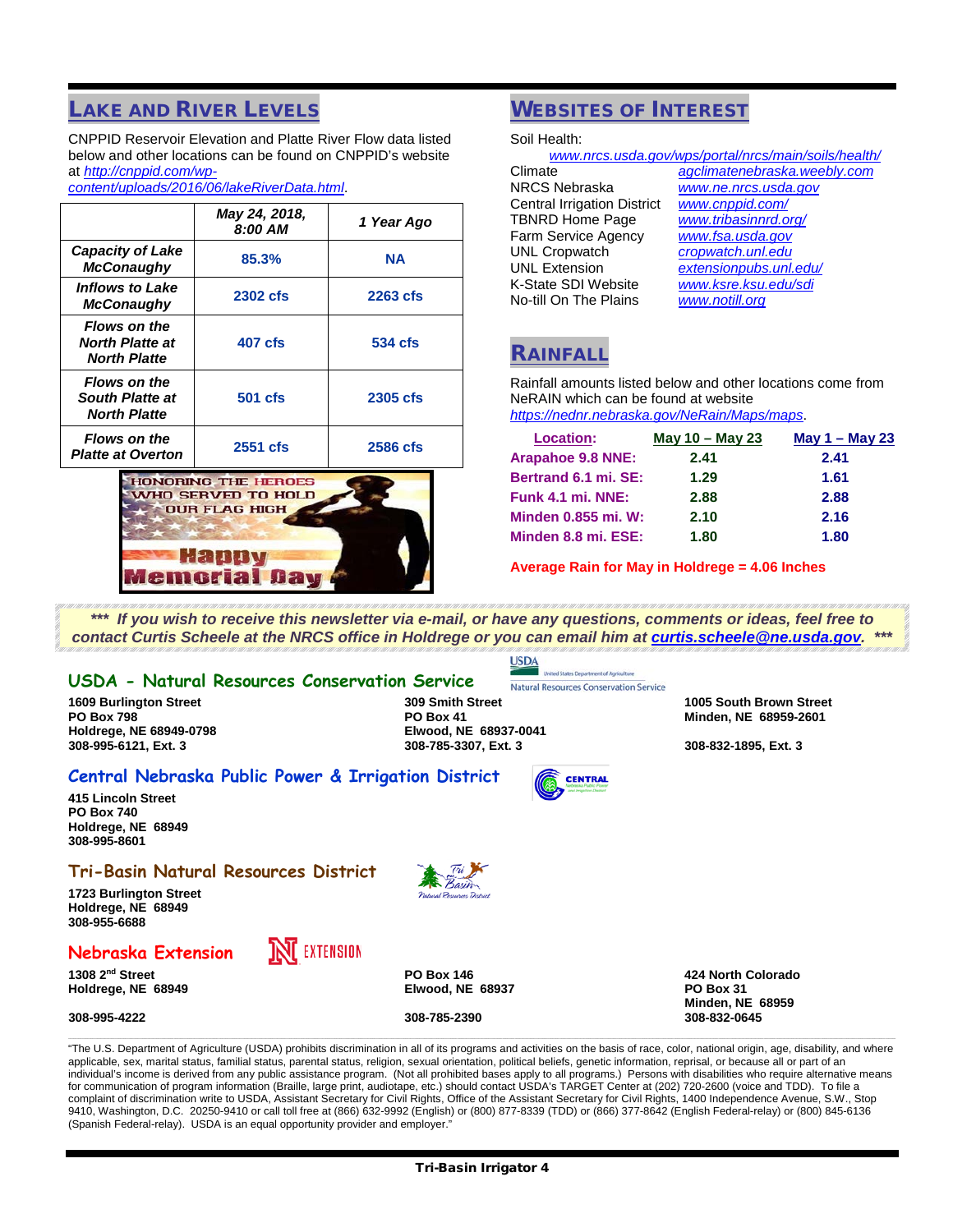## Lake and River Levels

CNPPID Reservoir Elevation and Platte River Flow data listed below and other locations can be found on CNPPID's website at http://cnppid.com/wp-content/uploads/2016/06/lakeRiverData.html.

| | May 24, 2018, 8:00 AM | 1 Year Ago |
|---|---|---|
| *Capacity of Lake McConaughy* | 85.3% | NA |
| *Inflows to Lake McConaughy* | 2302 cfs | 2263 cfs |
| *Flows on the North Platte at North Platte* | 407 cfs | 534 cfs |
| *Flows on the South Platte at North Platte* | 501 cfs | 2305 cfs |
| *Flows on the Platte at Overton* | 2551 cfs | 2586 cfs |

HONORING THE HEROES WHO SERVED TO HOLD OUR FLAG HIGH

Happy Memorial Day

## Websites of Interest

Soil Health:
www.nrcs.usda.gov/wps/portal/nrcs/main/soils/health/

| | |
|---|---|
| Climate | agclimatenebraska.weebly.com |
| NRCS Nebraska | www.ne.nrcs.usda.gov |
| Central Irrigation District | www.cnppid.com/ |
| TBNRD Home Page | www.tribasinnrd.org/ |
| Farm Service Agency | www.fsa.usda.gov |
| UNL Cropwatch | cropwatch.unl.edu |
| UNL Extension | extensionpubs.unl.edu/ |
| K-State SDI Website | www.ksre.ksu.edu/sdi |
| No-till On The Plains | www.notill.org |

## Rainfall

Rainfall amounts listed below and other locations come from NeRAIN which can be found at website https://nednr.nebraska.gov/NeRain/Maps/maps.

| Location: | May 10 – May 23 | May 1 – May 23 |
|---|---|---|
| **Arapahoe 9.8 NNE:** | 2.41 | 2.41 |
| **Bertrand 6.1 mi. SE:** | 1.29 | 1.61 |
| **Funk 4.1 mi. NNE:** | 2.88 | 2.88 |
| **Minden 0.855 mi. W:** | 2.10 | 2.16 |
| **Minden 8.8 mi. ESE:** | 1.80 | 1.80 |

**Average Rain for May in Holdrege = 4.06 Inches**

***\*\*\* If you wish to receive this newsletter via e-mail, or have any questions, comments or ideas, feel free to contact Curtis Scheele at the NRCS office in Holdrege or you can email him at curtis.scheele@ne.usda.gov. \*\*\****

## USDA - Natural Resources Conservation Service

**1609 Burlington Street**
**PO Box 798**
**Holdrege, NE 68949-0798**
**308-995-6121, Ext. 3**

**309 Smith Street**
**PO Box 41**
**Elwood, NE 68937-0041**
**308-785-3307, Ext. 3**

**1005 South Brown Street**
**Minden, NE 68959-2601**
**308-832-1895, Ext. 3**

## Central Nebraska Public Power & Irrigation District

**415 Lincoln Street**
**PO Box 740**
**Holdrege, NE 68949**
**308-995-8601**

## Tri-Basin Natural Resources District

**1723 Burlington Street**
**Holdrege, NE 68949**
**308-955-6688**

## Nebraska Extension

**1308 2nd Street**
**Holdrege, NE 68949**
**308-995-4222**

**PO Box 146**
**Elwood, NE 68937**
**308-785-2390**

**424 North Colorado**
**PO Box 31**
**Minden, NE 68959**
**308-832-0645**

"The U.S. Department of Agriculture (USDA) prohibits discrimination in all of its programs and activities on the basis of race, color, national origin, age, disability, and where applicable, sex, marital status, familial status, parental status, religion, sexual orientation, political beliefs, genetic information, reprisal, or because all or part of an individual's income is derived from any public assistance program. (Not all prohibited bases apply to all programs.) Persons with disabilities who require alternative means for communication of program information (Braille, large print, audiotape, etc.) should contact USDA's TARGET Center at (202) 720-2600 (voice and TDD). To file a complaint of discrimination write to USDA, Assistant Secretary for Civil Rights, Office of the Assistant Secretary for Civil Rights, 1400 Independence Avenue, S.W., Stop 9410, Washington, D.C. 20250-9410 or call toll free at (866) 632-9992 (English) or (800) 877-8339 (TDD) or (866) 377-8642 (English Federal-relay) or (800) 845-6136 (Spanish Federal-relay). USDA is an equal opportunity provider and employer."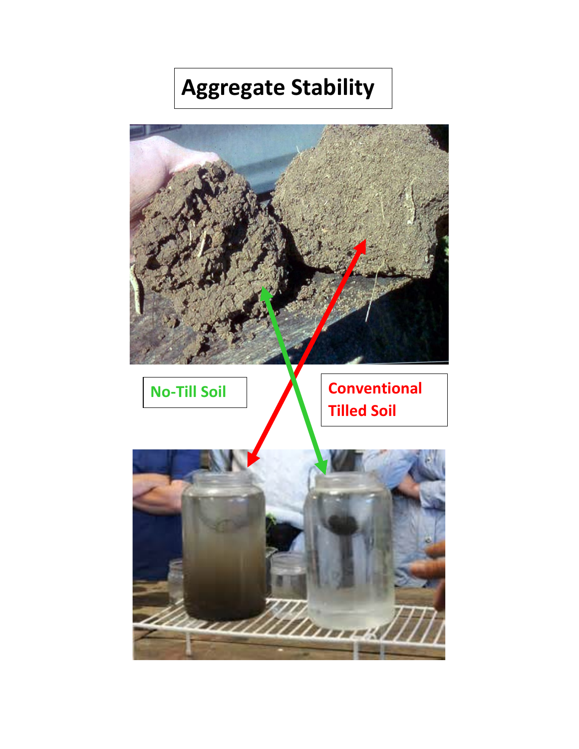# Aggregate Stability

No-Till Soil

Conventional Tilled Soil